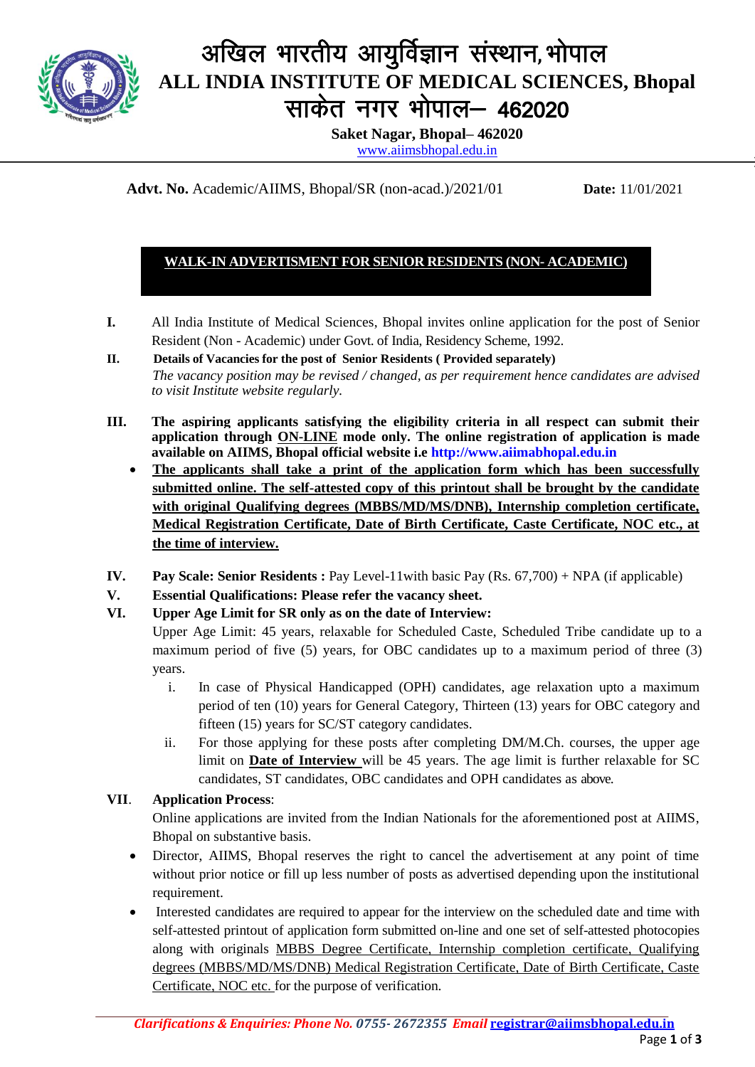# अखिल भारतीय आयुर्विज्ञान संस्थान, भोपाल

# ALL INDIA INSTITUTE OF MEDICAL SCIENCES, Bhopal

## साकेत नगर भोपाल– 462020

**Saket Nagar, Bhopal– 462020**

www.aiimsbhopal.edu.in

**Advt. No.** Academic/AIIMS, Bhopal/SR (non-acad.)/2021/01 **Date:** 11/01/2021

## WALK-IN ADVERTISMENT FOR SENIOR RESIDENTS (NON- ACADEMIC)

**I.** All India Institute of Medical Sciences, Bhopal invites online application for the post of Senior Resident (Non - Academic) under Govt. of India, Residency Scheme, 1992.

**II. Details of Vacancies for the post of Senior Residents ( Provided separately)**
*The vacancy position may be revised / changed, as per requirement hence candidates are advised to visit Institute website regularly.*

**III. The aspiring applicants satisfying the eligibility criteria in all respect can submit their application through ON-LINE mode only. The online registration of application is made available on AIIMS, Bhopal official website i.e http://www.aiimabhopal.edu.in**

- **The applicants shall take a print of the application form which has been successfully submitted online. The self-attested copy of this printout shall be brought by the candidate with original Qualifying degrees (MBBS/MD/MS/DNB), Internship completion certificate, Medical Registration Certificate, Date of Birth Certificate, Caste Certificate, NOC etc., at the time of interview.**

**IV. Pay Scale: Senior Residents :** Pay Level-11with basic Pay (Rs. 67,700) + NPA (if applicable)

**V. Essential Qualifications: Please refer the vacancy sheet.**

**VI. Upper Age Limit for SR only as on the date of Interview:**
Upper Age Limit: 45 years, relaxable for Scheduled Caste, Scheduled Tribe candidate up to a maximum period of five (5) years, for OBC candidates up to a maximum period of three (3) years.

i. In case of Physical Handicapped (OPH) candidates, age relaxation upto a maximum period of ten (10) years for General Category, Thirteen (13) years for OBC category and fifteen (15) years for SC/ST category candidates.

ii. For those applying for these posts after completing DM/M.Ch. courses, the upper age limit on **Date of Interview** will be 45 years. The age limit is further relaxable for SC candidates, ST candidates, OBC candidates and OPH candidates as above.

**VII. Application Process**:
Online applications are invited from the Indian Nationals for the aforementioned post at AIIMS, Bhopal on substantive basis.

- Director, AIIMS, Bhopal reserves the right to cancel the advertisement at any point of time without prior notice or fill up less number of posts as advertised depending upon the institutional requirement.
- Interested candidates are required to appear for the interview on the scheduled date and time with self-attested printout of application form submitted on-line and one set of self-attested photocopies along with originals MBBS Degree Certificate, Internship completion certificate, Qualifying degrees (MBBS/MD/MS/DNB) Medical Registration Certificate, Date of Birth Certificate, Caste Certificate, NOC etc. for the purpose of verification.

*Clarifications & Enquiries: Phone No. 0755- 2672355 Email* **registrar@aiimsbhopal.edu.in**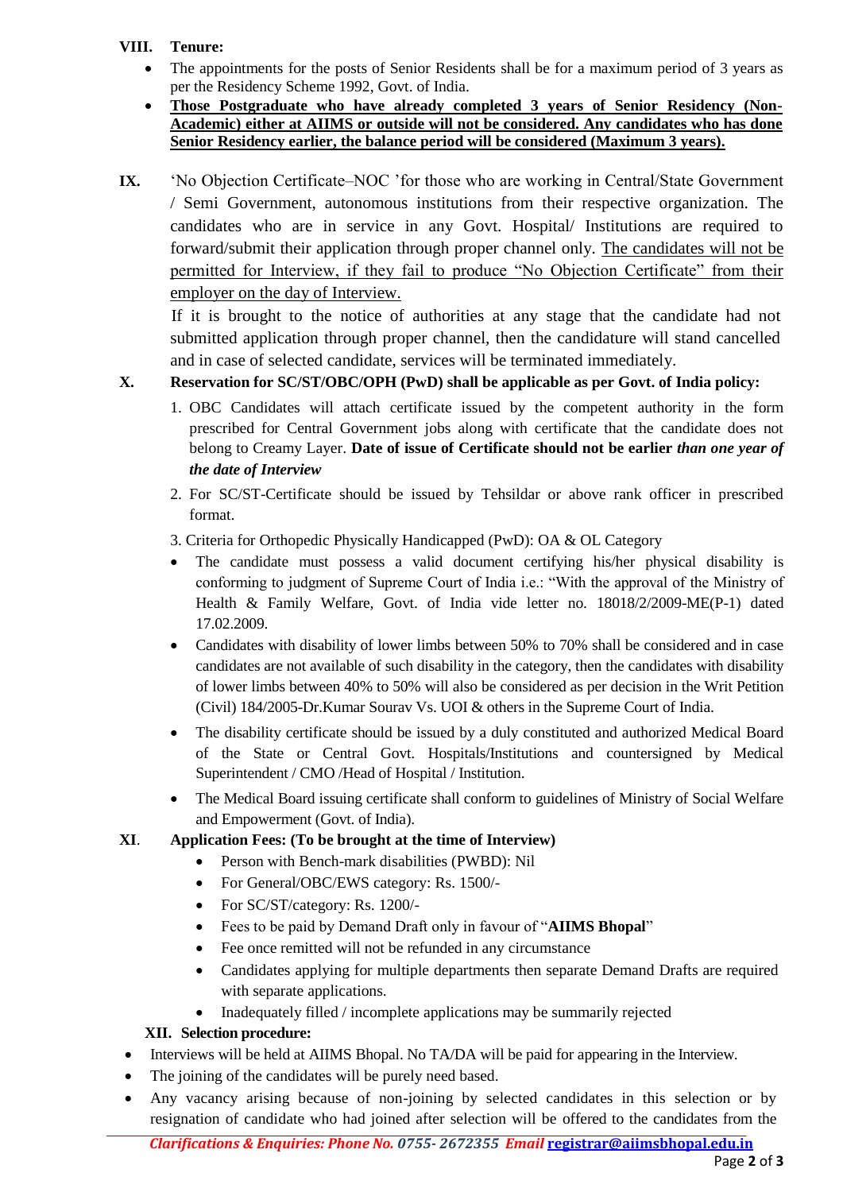**VIII. Tenure:**

- The appointments for the posts of Senior Residents shall be for a maximum period of 3 years as per the Residency Scheme 1992, Govt. of India.
- **Those Postgraduate who have already completed 3 years of Senior Residency (Non-Academic) either at AIIMS or outside will not be considered. Any candidates who has done Senior Residency earlier, the balance period will be considered (Maximum 3 years).**

**IX.** 'No Objection Certificate–NOC 'for those who are working in Central/State Government / Semi Government, autonomous institutions from their respective organization. The candidates who are in service in any Govt. Hospital/ Institutions are required to forward/submit their application through proper channel only. The candidates will not be permitted for Interview, if they fail to produce "No Objection Certificate" from their employer on the day of Interview.

If it is brought to the notice of authorities at any stage that the candidate had not submitted application through proper channel, then the candidature will stand cancelled and in case of selected candidate, services will be terminated immediately.

**X. Reservation for SC/ST/OBC/OPH (PwD) shall be applicable as per Govt. of India policy:**

1. OBC Candidates will attach certificate issued by the competent authority in the form prescribed for Central Government jobs along with certificate that the candidate does not belong to Creamy Layer. **Date of issue of Certificate should not be earlier *than one year of the date of Interview***
2. For SC/ST-Certificate should be issued by Tehsildar or above rank officer in prescribed format.
3. Criteria for Orthopedic Physically Handicapped (PwD): OA & OL Category

- The candidate must possess a valid document certifying his/her physical disability is conforming to judgment of Supreme Court of India i.e.: "With the approval of the Ministry of Health & Family Welfare, Govt. of India vide letter no. 18018/2/2009-ME(P-1) dated 17.02.2009.
- Candidates with disability of lower limbs between 50% to 70% shall be considered and in case candidates are not available of such disability in the category, then the candidates with disability of lower limbs between 40% to 50% will also be considered as per decision in the Writ Petition (Civil) 184/2005-Dr.Kumar Sourav Vs. UOI & others in the Supreme Court of India.
- The disability certificate should be issued by a duly constituted and authorized Medical Board of the State or Central Govt. Hospitals/Institutions and countersigned by Medical Superintendent / CMO /Head of Hospital / Institution.
- The Medical Board issuing certificate shall conform to guidelines of Ministry of Social Welfare and Empowerment (Govt. of India).

**XI. Application Fees: (To be brought at the time of Interview)**

- Person with Bench-mark disabilities (PWBD): Nil
- For General/OBC/EWS category: Rs. 1500/-
- For SC/ST/category: Rs. 1200/-
- Fees to be paid by Demand Draft only in favour of "**AIIMS Bhopal**"
- Fee once remitted will not be refunded in any circumstance
- Candidates applying for multiple departments then separate Demand Drafts are required with separate applications.
- Inadequately filled / incomplete applications may be summarily rejected

**XII. Selection procedure:**

- Interviews will be held at AIIMS Bhopal. No TA/DA will be paid for appearing in the Interview.
- The joining of the candidates will be purely need based.
- Any vacancy arising because of non-joining by selected candidates in this selection or by resignation of candidate who had joined after selection will be offered to the candidates from the

***Clarifications & Enquiries: Phone No. 0755- 2672355 Email* registrar@aiimsbhopal.edu.in**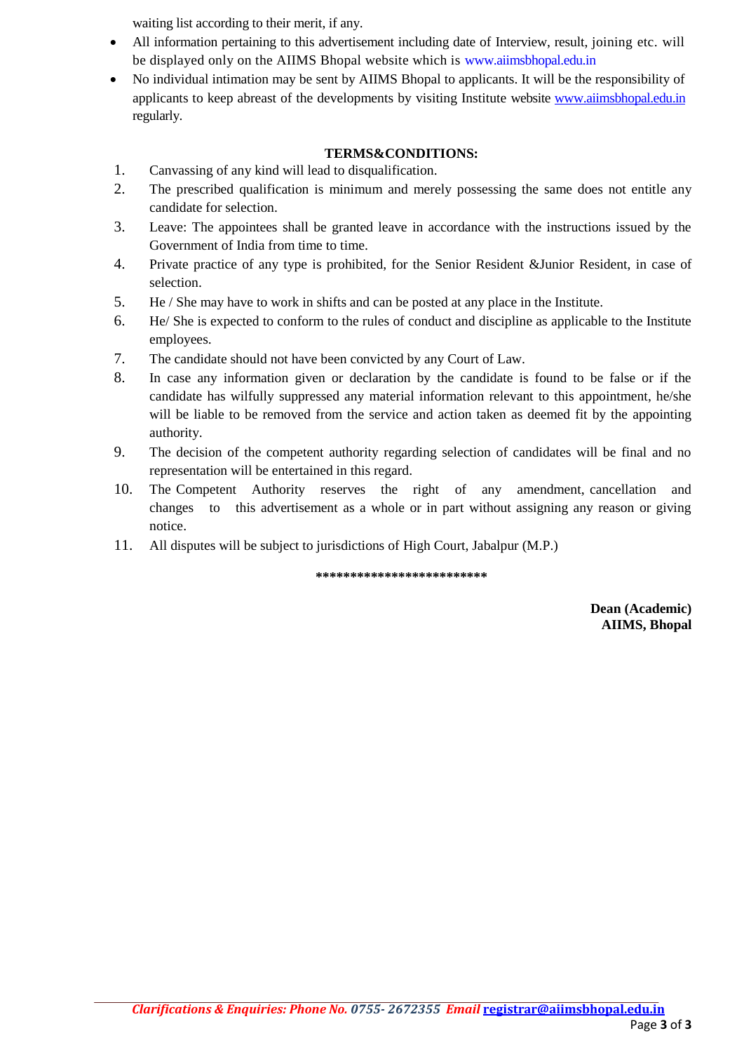waiting list according to their merit, if any.

- All information pertaining to this advertisement including date of Interview, result, joining etc. will be displayed only on the AIIMS Bhopal website which is www.aiimsbhopal.edu.in
- No individual intimation may be sent by AIIMS Bhopal to applicants. It will be the responsibility of applicants to keep abreast of the developments by visiting Institute website www.aiimsbhopal.edu.in regularly.

**TERMS&CONDITIONS:**

1. Canvassing of any kind will lead to disqualification.
2. The prescribed qualification is minimum and merely possessing the same does not entitle any candidate for selection.
3. Leave: The appointees shall be granted leave in accordance with the instructions issued by the Government of India from time to time.
4. Private practice of any type is prohibited, for the Senior Resident &Junior Resident, in case of selection.
5. He / She may have to work in shifts and can be posted at any place in the Institute.
6. He/ She is expected to conform to the rules of conduct and discipline as applicable to the Institute employees.
7. The candidate should not have been convicted by any Court of Law.
8. In case any information given or declaration by the candidate is found to be false or if the candidate has wilfully suppressed any material information relevant to this appointment, he/she will be liable to be removed from the service and action taken as deemed fit by the appointing authority.
9. The decision of the competent authority regarding selection of candidates will be final and no representation will be entertained in this regard.
10. The Competent Authority reserves the right of any amendment, cancellation and changes to this advertisement as a whole or in part without assigning any reason or giving notice.
11. All disputes will be subject to jurisdictions of High Court, Jabalpur (M.P.)

*************************

**Dean (Academic)**
**AIIMS, Bhopal**

***Clarifications & Enquiries: Phone No. 0755- 2672355 Email*** **registrar@aiimsbhopal.edu.in**